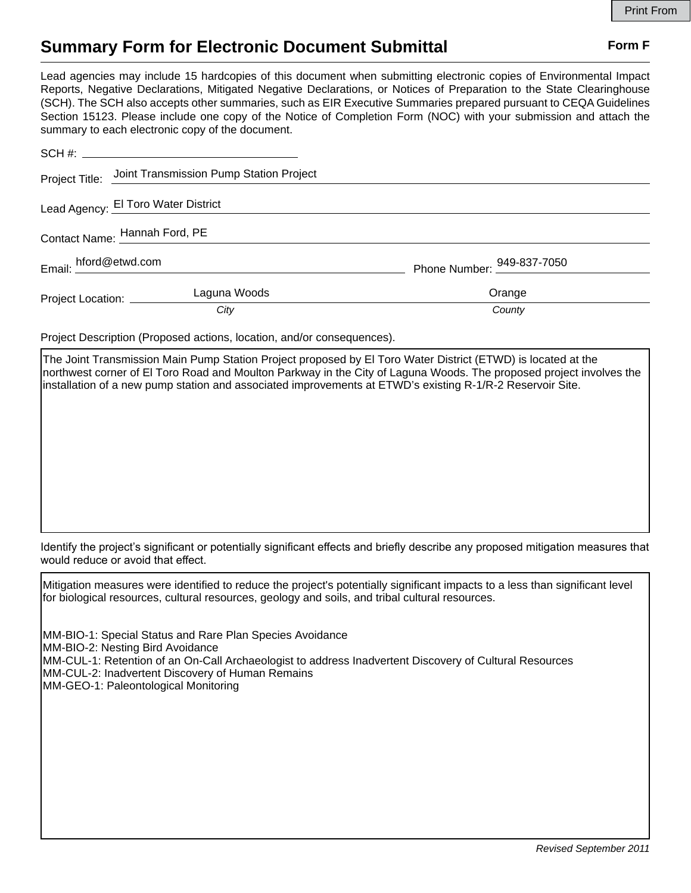# Summary Form for Electronic Document Submittal

**Form F**

Lead agencies may include 15 hardcopies of this document when submitting electronic copies of Environmental Impact Reports, Negative Declarations, Mitigated Negative Declarations, or Notices of Preparation to the State Clearinghouse (SCH). The SCH also accepts other summaries, such as EIR Executive Summaries prepared pursuant to CEQA Guidelines Section 15123. Please include one copy of the Notice of Completion Form (NOC) with your submission and attach the summary to each electronic copy of the document.

SCH #: 

Project Title: Joint Transmission Pump Station Project

Lead Agency: El Toro Water District

Contact Name: Hannah Ford, PE

Email: hford@etwd.com

Phone Number: 949-837-7050

Project Location: Laguna Woods (*City*), Orange (*County*)

Project Description (Proposed actions, location, and/or consequences).

The Joint Transmission Main Pump Station Project proposed by El Toro Water District (ETWD) is located at the northwest corner of El Toro Road and Moulton Parkway in the City of Laguna Woods. The proposed project involves the installation of a new pump station and associated improvements at ETWD's existing R-1/R-2 Reservoir Site.

Identify the project's significant or potentially significant effects and briefly describe any proposed mitigation measures that would reduce or avoid that effect.

Mitigation measures were identified to reduce the project's potentially significant impacts to a less than significant level for biological resources, cultural resources, geology and soils, and tribal cultural resources.

MM-BIO-1: Special Status and Rare Plan Species Avoidance
MM-BIO-2: Nesting Bird Avoidance
MM-CUL-1: Retention of an On-Call Archaeologist to address Inadvertent Discovery of Cultural Resources
MM-CUL-2: Inadvertent Discovery of Human Remains
MM-GEO-1: Paleontological Monitoring

*Revised September 2011*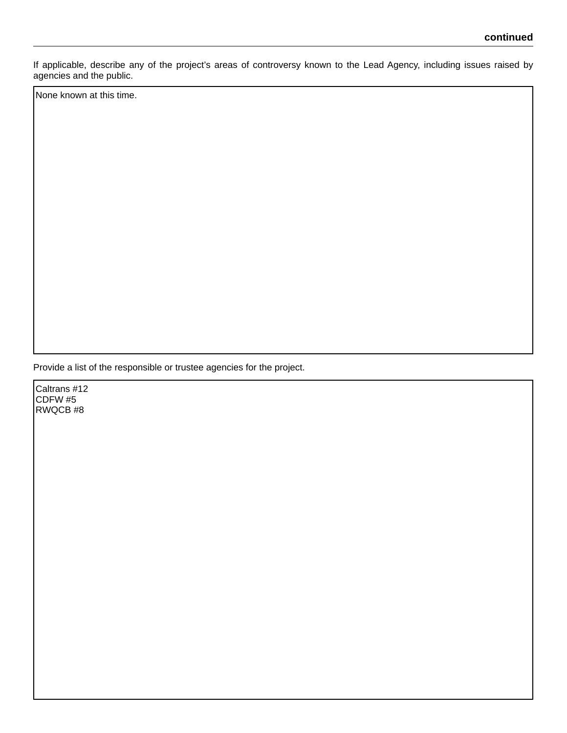**continued**

If applicable, describe any of the project's areas of controversy known to the Lead Agency, including issues raised by agencies and the public.

None known at this time.

Provide a list of the responsible or trustee agencies for the project.

Caltrans #12
CDFW #5
RWQCB #8